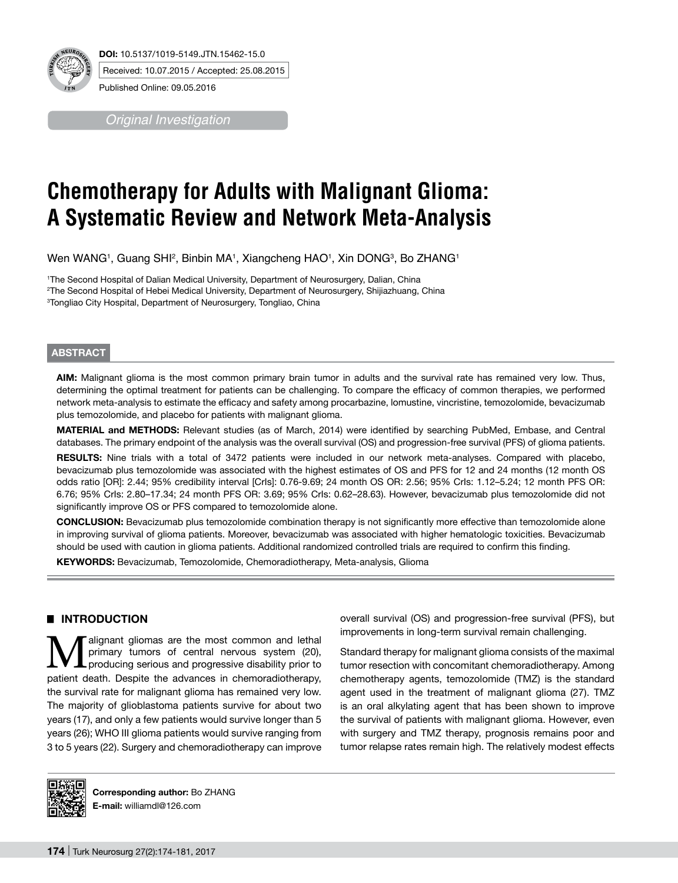**DOI:** 10.5137/1019-5149.JTN.15462-15.0

Received: 10.07.2015 / Accepted: 25.08.2015

Published Online: 09.05.2016

*Original Investigation*

# Chemotherapy for Adults with Malignant Glioma: A Systematic Review and Network Meta-Analysis

Wen WANG[1], Guang SHI[2], Binbin MA[1], Xiangcheng HAO[1], Xin DONG[3], Bo ZHANG[1]

[1]The Second Hospital of Dalian Medical University, Department of Neurosurgery, Dalian, China
[2]The Second Hospital of Hebei Medical University, Department of Neurosurgery, Shijiazhuang, China
[3]Tongliao City Hospital, Department of Neurosurgery, Tongliao, China

## ABSTRACT

**AIM:** Malignant glioma is the most common primary brain tumor in adults and the survival rate has remained very low. Thus, determining the optimal treatment for patients can be challenging. To compare the efficacy of common therapies, we performed network meta-analysis to estimate the efficacy and safety among procarbazine, lomustine, vincristine, temozolomide, bevacizumab plus temozolomide, and placebo for patients with malignant glioma.

**MATERIAL and METHODS:** Relevant studies (as of March, 2014) were identified by searching PubMed, Embase, and Central databases. The primary endpoint of the analysis was the overall survival (OS) and progression-free survival (PFS) of glioma patients.

**RESULTS:** Nine trials with a total of 3472 patients were included in our network meta-analyses. Compared with placebo, bevacizumab plus temozolomide was associated with the highest estimates of OS and PFS for 12 and 24 months (12 month OS odds ratio [OR]: 2.44; 95% credibility interval [CrIs]: 0.76-9.69; 24 month OS OR: 2.56; 95% CrIs: 1.12–5.24; 12 month PFS OR: 6.76; 95% CrIs: 2.80–17.34; 24 month PFS OR: 3.69; 95% CrIs: 0.62–28.63). However, bevacizumab plus temozolomide did not significantly improve OS or PFS compared to temozolomide alone.

**CONCLUSION:** Bevacizumab plus temozolomide combination therapy is not significantly more effective than temozolomide alone in improving survival of glioma patients. Moreover, bevacizumab was associated with higher hematologic toxicities. Bevacizumab should be used with caution in glioma patients. Additional randomized controlled trials are required to confirm this finding.

**KEYWORDS:** Bevacizumab, Temozolomide, Chemoradiotherapy, Meta-analysis, Glioma

## INTRODUCTION

Malignant gliomas are the most common and lethal primary tumors of central nervous system (20), producing serious and progressive disability prior to patient death. Despite the advances in chemoradiotherapy, the survival rate for malignant glioma has remained very low. The majority of glioblastoma patients survive for about two years (17), and only a few patients would survive longer than 5 years (26); WHO III glioma patients would survive ranging from 3 to 5 years (22). Surgery and chemoradiotherapy can improve overall survival (OS) and progression-free survival (PFS), but improvements in long-term survival remain challenging.

Standard therapy for malignant glioma consists of the maximal tumor resection with concomitant chemoradiotherapy. Among chemotherapy agents, temozolomide (TMZ) is the standard agent used in the treatment of malignant glioma (27). TMZ is an oral alkylating agent that has been shown to improve the survival of patients with malignant glioma. However, even with surgery and TMZ therapy, prognosis remains poor and tumor relapse rates remain high. The relatively modest effects

**Corresponding author:** Bo ZHANG
**E-mail:** williamdl@126.com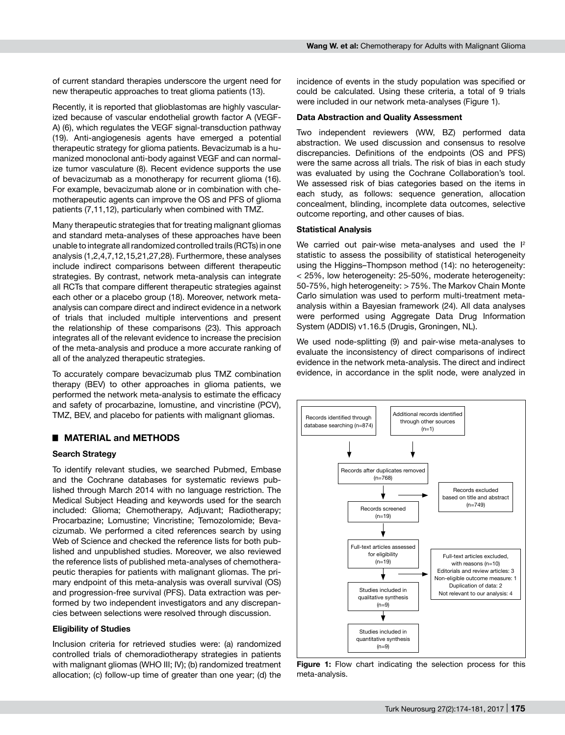of current standard therapies underscore the urgent need for new therapeutic approaches to treat glioma patients (13).

Recently, it is reported that glioblastomas are highly vascularized because of vascular endothelial growth factor A (VEGF-A) (6), which regulates the VEGF signal-transduction pathway (19). Anti-angiogenesis agents have emerged a potential therapeutic strategy for glioma patients. Bevacizumab is a humanized monoclonal anti-body against VEGF and can normalize tumor vasculature (8). Recent evidence supports the use of bevacizumab as a monotherapy for recurrent glioma (16). For example, bevacizumab alone or in combination with chemotherapeutic agents can improve the OS and PFS of glioma patients (7,11,12), particularly when combined with TMZ.

Many therapeutic strategies that for treating malignant gliomas and standard meta-analyses of these approaches have been unable to integrate all randomized controlled trails (RCTs) in one analysis (1,2,4,7,12,15,21,27,28). Furthermore, these analyses include indirect comparisons between different therapeutic strategies. By contrast, network meta-analysis can integrate all RCTs that compare different therapeutic strategies against each other or a placebo group (18). Moreover, network meta-analysis can compare direct and indirect evidence in a network of trials that included multiple interventions and present the relationship of these comparisons (23). This approach integrates all of the relevant evidence to increase the precision of the meta-analysis and produce a more accurate ranking of all of the analyzed therapeutic strategies.

To accurately compare bevacizumab plus TMZ combination therapy (BEV) to other approaches in glioma patients, we performed the network meta-analysis to estimate the efficacy and safety of procarbazine, lomustine, and vincristine (PCV), TMZ, BEV, and placebo for patients with malignant gliomas.

## MATERIAL and METHODS

### Search Strategy

To identify relevant studies, we searched Pubmed, Embase and the Cochrane databases for systematic reviews published through March 2014 with no language restriction. The Medical Subject Heading and keywords used for the search included: Glioma; Chemotherapy, Adjuvant; Radiotherapy; Procarbazine; Lomustine; Vincristine; Temozolomide; Bevacizumab. We performed a cited references search by using Web of Science and checked the reference lists for both published and unpublished studies. Moreover, we also reviewed the reference lists of published meta-analyses of chemotherapeutic therapies for patients with malignant gliomas. The primary endpoint of this meta-analysis was overall survival (OS) and progression-free survival (PFS). Data extraction was performed by two independent investigators and any discrepancies between selections were resolved through discussion.

### Eligibility of Studies

Inclusion criteria for retrieved studies were: (a) randomized controlled trials of chemoradiotherapy strategies in patients with malignant gliomas (WHO III; IV); (b) randomized treatment allocation; (c) follow-up time of greater than one year; (d) the incidence of events in the study population was specified or could be calculated. Using these criteria, a total of 9 trials were included in our network meta-analyses (Figure 1).

### Data Abstraction and Quality Assessment

Two independent reviewers (WW, BZ) performed data abstraction. We used discussion and consensus to resolve discrepancies. Definitions of the endpoints (OS and PFS) were the same across all trials. The risk of bias in each study was evaluated by using the Cochrane Collaboration's tool. We assessed risk of bias categories based on the items in each study, as follows: sequence generation, allocation concealment, blinding, incomplete data outcomes, selective outcome reporting, and other causes of bias.

### Statistical Analysis

We carried out pair-wise meta-analyses and used the $I^2$ statistic to assess the possibility of statistical heterogeneity using the Higgins–Thompson method (14): no heterogeneity: < 25%, low heterogeneity: 25-50%, moderate heterogeneity: 50-75%, high heterogeneity: > 75%. The Markov Chain Monte Carlo simulation was used to perform multi-treatment meta-analysis within a Bayesian framework (24). All data analyses were performed using Aggregate Data Drug Information System (ADDIS) v1.16.5 (Drugis, Groningen, NL).

We used node-splitting (9) and pair-wise meta-analyses to evaluate the inconsistency of direct comparisons of indirect evidence in the network meta-analysis. The direct and indirect evidence, in accordance in the split node, were analyzed in

Records identified through database searching (n=874)

Additional records identified through other sources (n=1)

Records after duplicates removed (n=768)

Records screened (n=19)

Records excluded based on title and abstract (n=749)

Full-text articles assessed for eligibility (n=19)

Full-text articles excluded, with reasons (n=10)
Editorials and review articles: 3
Non-eligible outcome measure: 1
Duplication of data: 2
Not relevant to our analysis: 4

Studies included in qualitative synthesis (n=9)

Studies included in quantitative synthesis (n=9)

**Figure 1:** Flow chart indicating the selection process for this meta-analysis.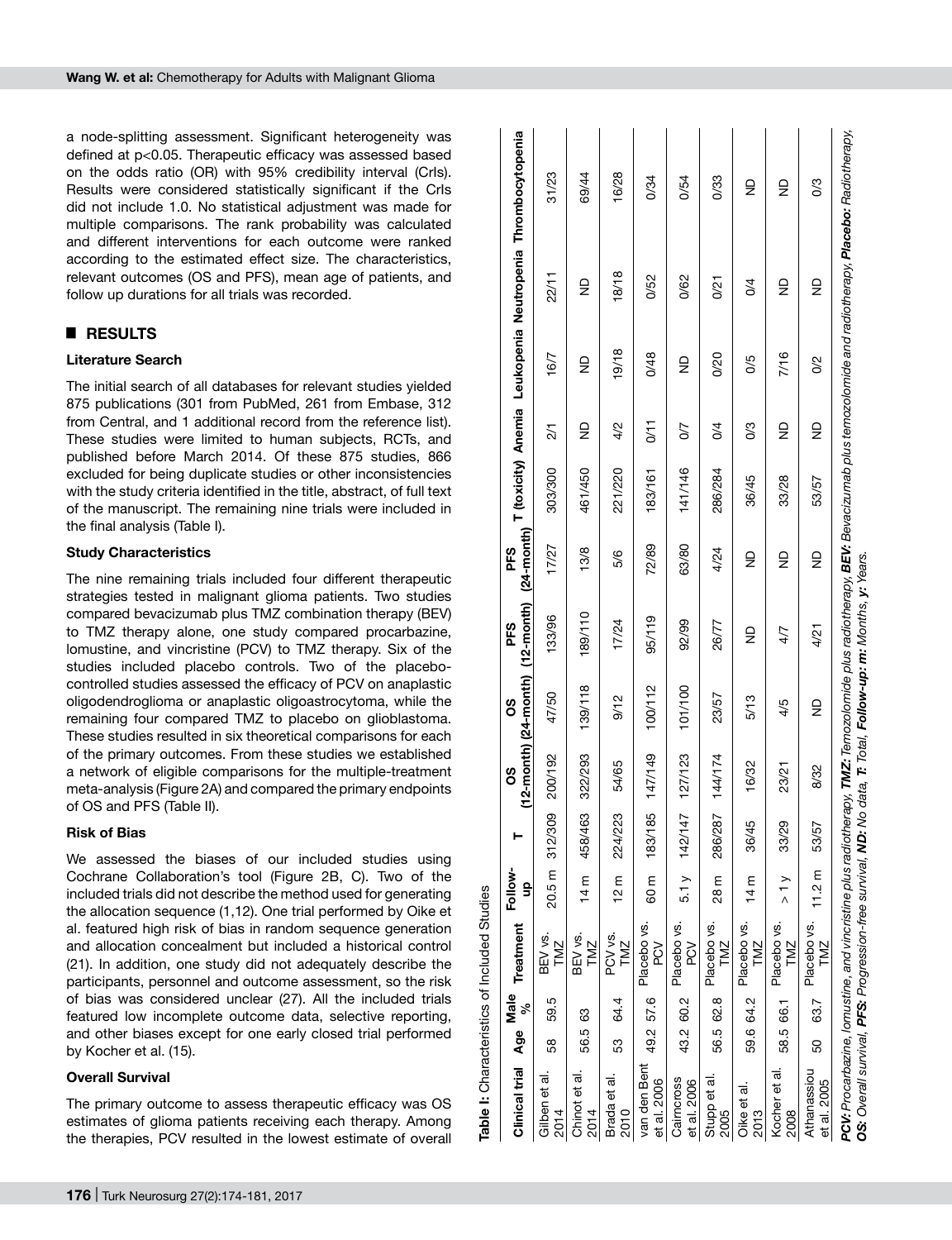a node-splitting assessment. Significant heterogeneity was defined at p<0.05. Therapeutic efficacy was assessed based on the odds ratio (OR) with 95% credibility interval (CrIs). Results were considered statistically significant if the CrIs did not include 1.0. No statistical adjustment was made for multiple comparisons. The rank probability was calculated and different interventions for each outcome were ranked according to the estimated effect size. The characteristics, relevant outcomes (OS and PFS), mean age of patients, and follow up durations for all trials was recorded.

## RESULTS

### Literature Search

The initial search of all databases for relevant studies yielded 875 publications (301 from PubMed, 261 from Embase, 312 from Central, and 1 additional record from the reference list). These studies were limited to human subjects, RCTs, and published before March 2014. Of these 875 studies, 866 excluded for being duplicate studies or other inconsistencies with the study criteria identified in the title, abstract, of full text of the manuscript. The remaining nine trials were included in the final analysis (Table I).

### Study Characteristics

The nine remaining trials included four different therapeutic strategies tested in malignant glioma patients. Two studies compared bevacizumab plus TMZ combination therapy (BEV) to TMZ therapy alone, one study compared procarbazine, lomustine, and vincristine (PCV) to TMZ therapy. Six of the studies included placebo controls. Two of the placebo-controlled studies assessed the efficacy of PCV on anaplastic oligodendroglioma or anaplastic oligoastrocytoma, while the remaining four compared TMZ to placebo on glioblastoma. These studies resulted in six theoretical comparisons for each of the primary outcomes. From these studies we established a network of eligible comparisons for the multiple-treatment meta-analysis (Figure 2A) and compared the primary endpoints of OS and PFS (Table II).

### Risk of Bias

We assessed the biases of our included studies using Cochrane Collaboration's tool (Figure 2B, C). Two of the included trials did not describe the method used for generating the allocation sequence (1,12). One trial performed by Oike et al. featured high risk of bias in random sequence generation and allocation concealment but included a historical control (21). In addition, one study did not adequately describe the participants, personnel and outcome assessment, so the risk of bias was considered unclear (27). All the included trials featured low incomplete outcome data, selective reporting, and other biases except for one early closed trial performed by Kocher et al. (15).

### Overall Survival

The primary outcome to assess therapeutic efficacy was OS estimates of glioma patients receiving each therapy. Among the therapies, PCV resulted in the lowest estimate of overall

**Table I:** Characteristics of Included Studies

| Clinical trial | Age | Male % | Treatment | Follow-up | T | OS (12-month) | OS (24-month) | PFS (12-month) | PFS (24-month) | T (toxicity) | Anemia | Leukopenia | Neutropenia | Thrombocytopenia |
|---|---|---|---|---|---|---|---|---|---|---|---|---|---|---|
| Gilben et al. 2014 | 58 | 59.5 | BEV vs. TMZ | 20.5 m | 312/309 | 200/192 | 47/50 | 133/96 | 17/27 | 303/300 | 2/1 | 16/7 | 22/11 | 31/23 |
| Chinot et al. 2014 | 56.5 | 63 | BEV vs. TMZ | 14 m | 458/463 | 322/293 | 139/118 | 189/110 | 13/8 | 461/450 | ND | ND | ND | 69/44 |
| Brada et al. 2010 | 53 | 64.4 | PCV vs. TMZ | 12 m | 224/223 | 54/65 | 9/12 | 17/24 | 5/6 | 221/220 | 4/2 | 19/18 | 18/18 | 16/28 |
| van den Bent et al. 2006 | 49.2 | 57.6 | Placebo vs. PCV | 60 m | 183/185 | 147/149 | 100/112 | 95/119 | 72/89 | 183/161 | 0/11 | 0/48 | 0/52 | 0/34 |
| Cairncross et al. 2006 | 43.2 | 60.2 | Placebo vs. PCV | 5.1 y | 142/147 | 127/123 | 101/100 | 92/99 | 63/80 | 141/146 | 0/7 | ND | 0/62 | 0/54 |
| Stupp et al. 2005 | 56.5 | 62.8 | Placebo vs. TMZ | 28 m | 286/287 | 144/174 | 23/57 | 26/77 | 4/24 | 286/284 | 0/4 | 0/20 | 0/21 | 0/33 |
| Oike et al. 2013 | 59.6 | 64.2 | Placebo vs. TMZ | 14 m | 36/45 | 16/32 | 5/13 | ND | ND | 36/45 | 0/3 | 0/5 | 0/4 | ND |
| Kocher et al. 2008 | 58.5 | 66.1 | Placebo vs. TMZ | > 1 y | 33/29 | 23/21 | 4/5 | 4/7 | ND | 33/28 | ND | 7/16 | ND | ND |
| Athanassiou et al. 2005 | 50 | 63.7 | Placebo vs. TMZ | 11.2 m | 53/57 | 8/32 | ND | 4/21 | ND | 53/57 | ND | 0/2 | ND | 0/3 |

***PCV:** Procarbazine, lomustine, and vincristine plus radiotherapy, **TMZ:** Temozolomide plus radiotherapy, **BEV:** Bevacizumab plus temozolomide and radiotherapy, **Placebo:** Radiotherapy, **OS:** Overall survival, **PFS:** Progression-free survival, **ND:** No data, **T:** Total, **Follow-up: m:** Months, **y:** Years.*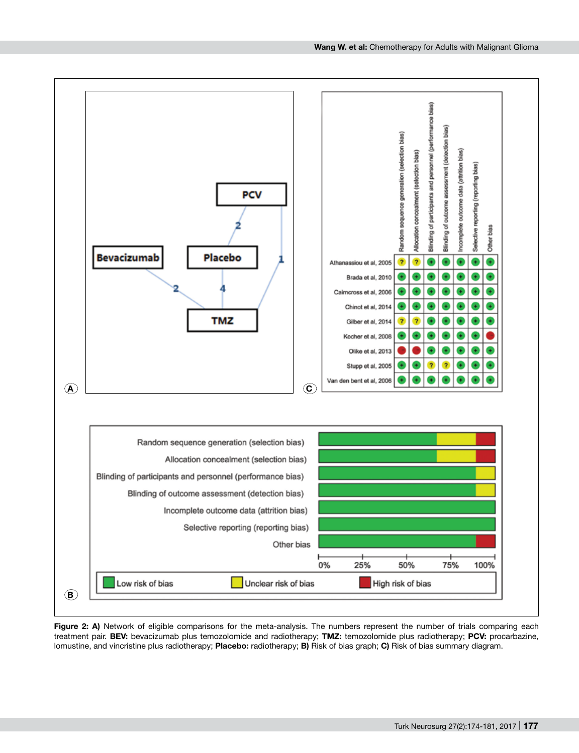**Figure 2: A)** Network of eligible comparisons for the meta-analysis. The numbers represent the number of trials comparing each treatment pair. **BEV:** bevacizumab plus temozolomide and radiotherapy; **TMZ:** temozolomide plus radiotherapy; **PCV:** procarbazine, lomustine, and vincristine plus radiotherapy; **Placebo:** radiotherapy; **B)** Risk of bias graph; **C)** Risk of bias summary diagram.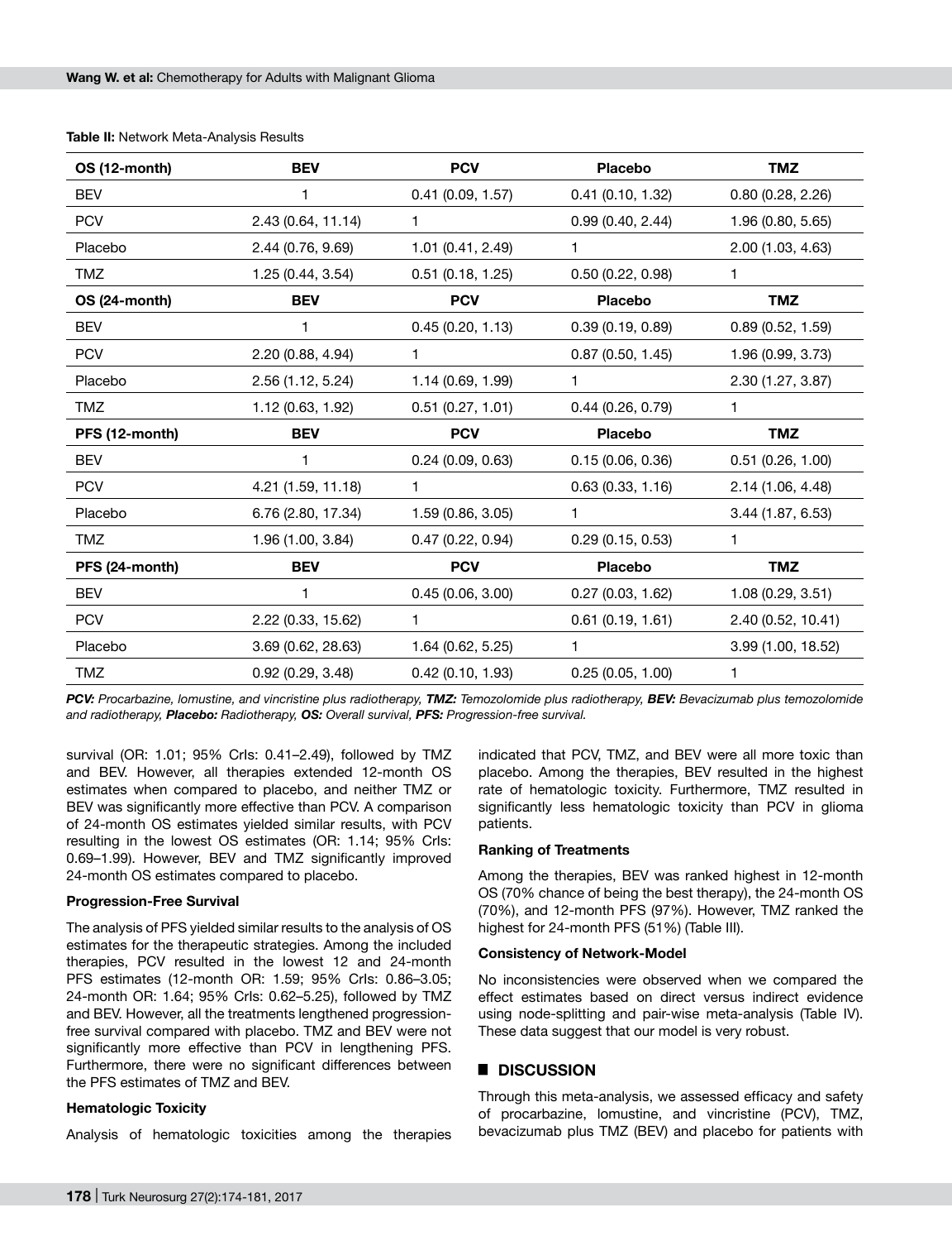**Table II:** Network Meta-Analysis Results

| OS (12-month) | BEV | PCV | Placebo | TMZ |
|---|---|---|---|---|
| BEV | 1 | 0.41 (0.09, 1.57) | 0.41 (0.10, 1.32) | 0.80 (0.28, 2.26) |
| PCV | 2.43 (0.64, 11.14) | 1 | 0.99 (0.40, 2.44) | 1.96 (0.80, 5.65) |
| Placebo | 2.44 (0.76, 9.69) | 1.01 (0.41, 2.49) | 1 | 2.00 (1.03, 4.63) |
| TMZ | 1.25 (0.44, 3.54) | 0.51 (0.18, 1.25) | 0.50 (0.22, 0.98) | 1 |
| **OS (24-month)** | **BEV** | **PCV** | **Placebo** | **TMZ** |
| BEV | 1 | 0.45 (0.20, 1.13) | 0.39 (0.19, 0.89) | 0.89 (0.52, 1.59) |
| PCV | 2.20 (0.88, 4.94) | 1 | 0.87 (0.50, 1.45) | 1.96 (0.99, 3.73) |
| Placebo | 2.56 (1.12, 5.24) | 1.14 (0.69, 1.99) | 1 | 2.30 (1.27, 3.87) |
| TMZ | 1.12 (0.63, 1.92) | 0.51 (0.27, 1.01) | 0.44 (0.26, 0.79) | 1 |
| **PFS (12-month)** | **BEV** | **PCV** | **Placebo** | **TMZ** |
| BEV | 1 | 0.24 (0.09, 0.63) | 0.15 (0.06, 0.36) | 0.51 (0.26, 1.00) |
| PCV | 4.21 (1.59, 11.18) | 1 | 0.63 (0.33, 1.16) | 2.14 (1.06, 4.48) |
| Placebo | 6.76 (2.80, 17.34) | 1.59 (0.86, 3.05) | 1 | 3.44 (1.87, 6.53) |
| TMZ | 1.96 (1.00, 3.84) | 0.47 (0.22, 0.94) | 0.29 (0.15, 0.53) | 1 |
| **PFS (24-month)** | **BEV** | **PCV** | **Placebo** | **TMZ** |
| BEV | 1 | 0.45 (0.06, 3.00) | 0.27 (0.03, 1.62) | 1.08 (0.29, 3.51) |
| PCV | 2.22 (0.33, 15.62) | 1 | 0.61 (0.19, 1.61) | 2.40 (0.52, 10.41) |
| Placebo | 3.69 (0.62, 28.63) | 1.64 (0.62, 5.25) | 1 | 3.99 (1.00, 18.52) |
| TMZ | 0.92 (0.29, 3.48) | 0.42 (0.10, 1.93) | 0.25 (0.05, 1.00) | 1 |

***PCV:** Procarbazine, lomustine, and vincristine plus radiotherapy, **TMZ:** Temozolomide plus radiotherapy, **BEV:** Bevacizumab plus temozolomide and radiotherapy, **Placebo:** Radiotherapy, **OS:** Overall survival, **PFS:** Progression-free survival.*

survival (OR: 1.01; 95% CrIs: 0.41–2.49), followed by TMZ and BEV. However, all therapies extended 12-month OS estimates when compared to placebo, and neither TMZ or BEV was significantly more effective than PCV. A comparison of 24-month OS estimates yielded similar results, with PCV resulting in the lowest OS estimates (OR: 1.14; 95% CrIs: 0.69–1.99). However, BEV and TMZ significantly improved 24-month OS estimates compared to placebo.

**Progression-Free Survival**

The analysis of PFS yielded similar results to the analysis of OS estimates for the therapeutic strategies. Among the included therapies, PCV resulted in the lowest 12 and 24-month PFS estimates (12-month OR: 1.59; 95% CrIs: 0.86–3.05; 24-month OR: 1.64; 95% CrIs: 0.62–5.25), followed by TMZ and BEV. However, all the treatments lengthened progression-free survival compared with placebo. TMZ and BEV were not significantly more effective than PCV in lengthening PFS. Furthermore, there were no significant differences between the PFS estimates of TMZ and BEV.

**Hematologic Toxicity**

Analysis of hematologic toxicities among the therapies indicated that PCV, TMZ, and BEV were all more toxic than placebo. Among the therapies, BEV resulted in the highest rate of hematologic toxicity. Furthermore, TMZ resulted in significantly less hematologic toxicity than PCV in glioma patients.

**Ranking of Treatments**

Among the therapies, BEV was ranked highest in 12-month OS (70% chance of being the best therapy), the 24-month OS (70%), and 12-month PFS (97%). However, TMZ ranked the highest for 24-month PFS (51%) (Table III).

**Consistency of Network-Model**

No inconsistencies were observed when we compared the effect estimates based on direct versus indirect evidence using node-splitting and pair-wise meta-analysis (Table IV). These data suggest that our model is very robust.

## ■ DISCUSSION

Through this meta-analysis, we assessed efficacy and safety of procarbazine, lomustine, and vincristine (PCV), TMZ, bevacizumab plus TMZ (BEV) and placebo for patients with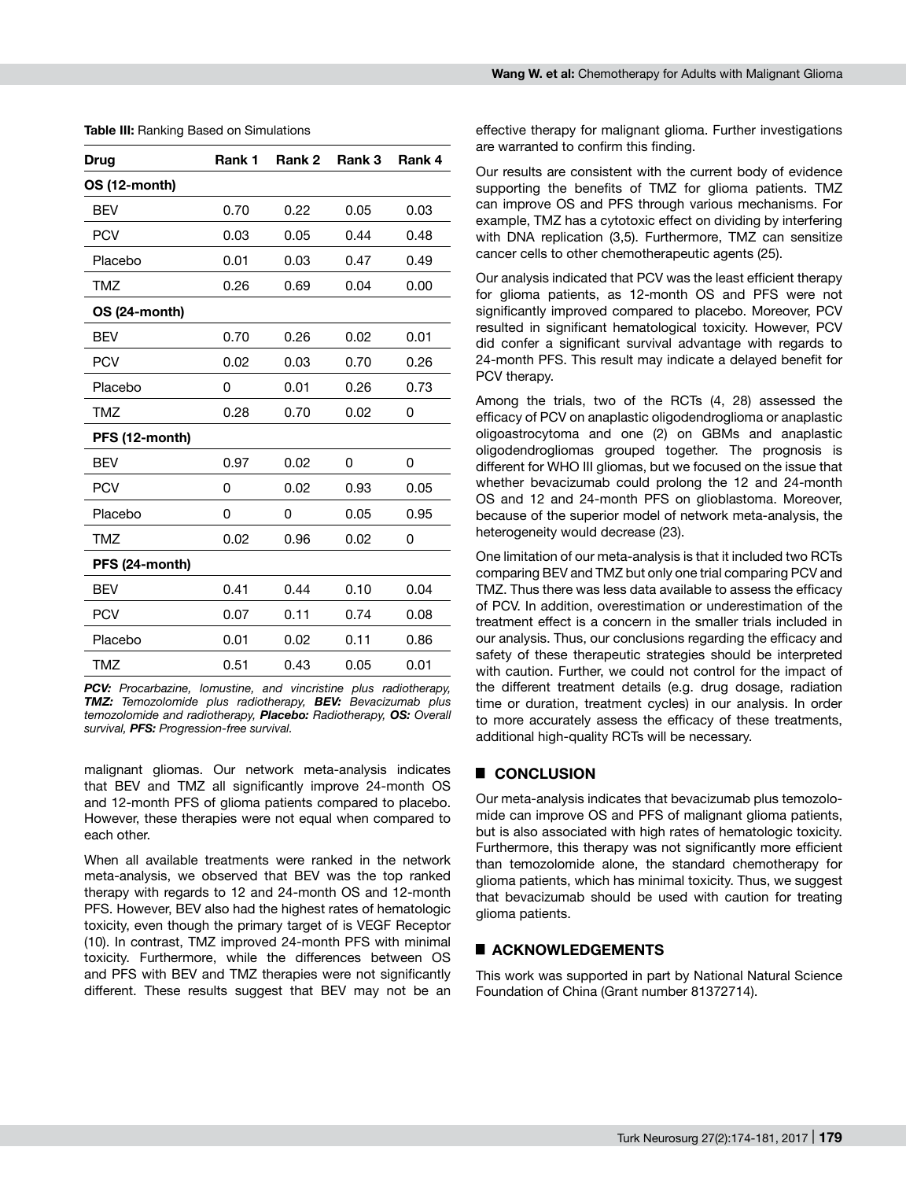**Table III:** Ranking Based on Simulations

| Drug | Rank 1 | Rank 2 | Rank 3 | Rank 4 |
|---|---|---|---|---|
| **OS (12-month)** | | | | |
| BEV | 0.70 | 0.22 | 0.05 | 0.03 |
| PCV | 0.03 | 0.05 | 0.44 | 0.48 |
| Placebo | 0.01 | 0.03 | 0.47 | 0.49 |
| TMZ | 0.26 | 0.69 | 0.04 | 0.00 |
| **OS (24-month)** | | | | |
| BEV | 0.70 | 0.26 | 0.02 | 0.01 |
| PCV | 0.02 | 0.03 | 0.70 | 0.26 |
| Placebo | 0 | 0.01 | 0.26 | 0.73 |
| TMZ | 0.28 | 0.70 | 0.02 | 0 |
| **PFS (12-month)** | | | | |
| BEV | 0.97 | 0.02 | 0 | 0 |
| PCV | 0 | 0.02 | 0.93 | 0.05 |
| Placebo | 0 | 0 | 0.05 | 0.95 |
| TMZ | 0.02 | 0.96 | 0.02 | 0 |
| **PFS (24-month)** | | | | |
| BEV | 0.41 | 0.44 | 0.10 | 0.04 |
| PCV | 0.07 | 0.11 | 0.74 | 0.08 |
| Placebo | 0.01 | 0.02 | 0.11 | 0.86 |
| TMZ | 0.51 | 0.43 | 0.05 | 0.01 |

***PCV:** Procarbazine, lomustine, and vincristine plus radiotherapy, **TMZ:** Temozolomide plus radiotherapy, **BEV:** Bevacizumab plus temozolomide and radiotherapy, **Placebo:** Radiotherapy, **OS:** Overall survival, **PFS:** Progression-free survival.*

malignant gliomas. Our network meta-analysis indicates that BEV and TMZ all significantly improve 24-month OS and 12-month PFS of glioma patients compared to placebo. However, these therapies were not equal when compared to each other.

When all available treatments were ranked in the network meta-analysis, we observed that BEV was the top ranked therapy with regards to 12 and 24-month OS and 12-month PFS. However, BEV also had the highest rates of hematologic toxicity, even though the primary target of is VEGF Receptor (10). In contrast, TMZ improved 24-month PFS with minimal toxicity. Furthermore, while the differences between OS and PFS with BEV and TMZ therapies were not significantly different. These results suggest that BEV may not be an effective therapy for malignant glioma. Further investigations are warranted to confirm this finding.

Our results are consistent with the current body of evidence supporting the benefits of TMZ for glioma patients. TMZ can improve OS and PFS through various mechanisms. For example, TMZ has a cytotoxic effect on dividing by interfering with DNA replication (3,5). Furthermore, TMZ can sensitize cancer cells to other chemotherapeutic agents (25).

Our analysis indicated that PCV was the least efficient therapy for glioma patients, as 12-month OS and PFS were not significantly improved compared to placebo. Moreover, PCV resulted in significant hematological toxicity. However, PCV did confer a significant survival advantage with regards to 24-month PFS. This result may indicate a delayed benefit for PCV therapy.

Among the trials, two of the RCTs (4, 28) assessed the efficacy of PCV on anaplastic oligodendroglioma or anaplastic oligoastrocytoma and one (2) on GBMs and anaplastic oligodendrogliomas grouped together. The prognosis is different for WHO III gliomas, but we focused on the issue that whether bevacizumab could prolong the 12 and 24-month OS and 12 and 24-month PFS on glioblastoma. Moreover, because of the superior model of network meta-analysis, the heterogeneity would decrease (23).

One limitation of our meta-analysis is that it included two RCTs comparing BEV and TMZ but only one trial comparing PCV and TMZ. Thus there was less data available to assess the efficacy of PCV. In addition, overestimation or underestimation of the treatment effect is a concern in the smaller trials included in our analysis. Thus, our conclusions regarding the efficacy and safety of these therapeutic strategies should be interpreted with caution. Further, we could not control for the impact of the different treatment details (e.g. drug dosage, radiation time or duration, treatment cycles) in our analysis. In order to more accurately assess the efficacy of these treatments, additional high-quality RCTs will be necessary.

## CONCLUSION

Our meta-analysis indicates that bevacizumab plus temozolomide can improve OS and PFS of malignant glioma patients, but is also associated with high rates of hematologic toxicity. Furthermore, this therapy was not significantly more efficient than temozolomide alone, the standard chemotherapy for glioma patients, which has minimal toxicity. Thus, we suggest that bevacizumab should be used with caution for treating glioma patients.

## ACKNOWLEDGEMENTS

This work was supported in part by National Natural Science Foundation of China (Grant number 81372714).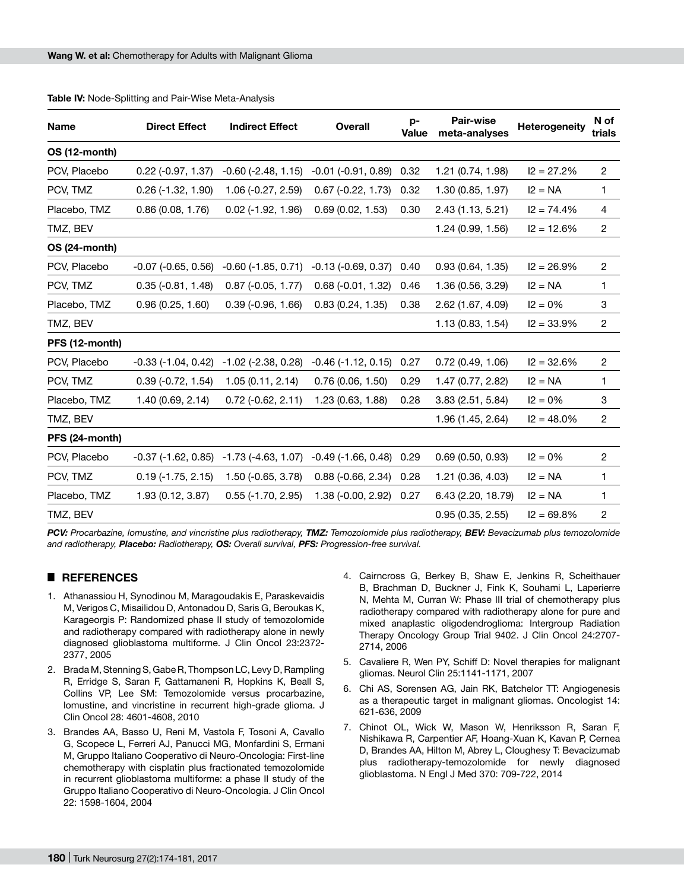**Table IV:** Node-Splitting and Pair-Wise Meta-Analysis

| Name | Direct Effect | Indirect Effect | Overall | p-Value | Pair-wise meta-analyses | Heterogeneity | N of trials |
|---|---|---|---|---|---|---|---|
| **OS (12-month)** | | | | | | | |
| PCV, Placebo | 0.22 (-0.97, 1.37) | -0.60 (-2.48, 1.15) | -0.01 (-0.91, 0.89) | 0.32 | 1.21 (0.74, 1.98) | I2 = 27.2% | 2 |
| PCV, TMZ | 0.26 (-1.32, 1.90) | 1.06 (-0.27, 2.59) | 0.67 (-0.22, 1.73) | 0.32 | 1.30 (0.85, 1.97) | I2 = NA | 1 |
| Placebo, TMZ | 0.86 (0.08, 1.76) | 0.02 (-1.92, 1.96) | 0.69 (0.02, 1.53) | 0.30 | 2.43 (1.13, 5.21) | I2 = 74.4% | 4 |
| TMZ, BEV | | | | | 1.24 (0.99, 1.56) | I2 = 12.6% | 2 |
| **OS (24-month)** | | | | | | | |
| PCV, Placebo | -0.07 (-0.65, 0.56) | -0.60 (-1.85, 0.71) | -0.13 (-0.69, 0.37) | 0.40 | 0.93 (0.64, 1.35) | I2 = 26.9% | 2 |
| PCV, TMZ | 0.35 (-0.81, 1.48) | 0.87 (-0.05, 1.77) | 0.68 (-0.01, 1.32) | 0.46 | 1.36 (0.56, 3.29) | I2 = NA | 1 |
| Placebo, TMZ | 0.96 (0.25, 1.60) | 0.39 (-0.96, 1.66) | 0.83 (0.24, 1.35) | 0.38 | 2.62 (1.67, 4.09) | I2 = 0% | 3 |
| TMZ, BEV | | | | | 1.13 (0.83, 1.54) | I2 = 33.9% | 2 |
| **PFS (12-month)** | | | | | | | |
| PCV, Placebo | -0.33 (-1.04, 0.42) | -1.02 (-2.38, 0.28) | -0.46 (-1.12, 0.15) | 0.27 | 0.72 (0.49, 1.06) | I2 = 32.6% | 2 |
| PCV, TMZ | 0.39 (-0.72, 1.54) | 1.05 (0.11, 2.14) | 0.76 (0.06, 1.50) | 0.29 | 1.47 (0.77, 2.82) | I2 = NA | 1 |
| Placebo, TMZ | 1.40 (0.69, 2.14) | 0.72 (-0.62, 2.11) | 1.23 (0.63, 1.88) | 0.28 | 3.83 (2.51, 5.84) | I2 = 0% | 3 |
| TMZ, BEV | | | | | 1.96 (1.45, 2.64) | I2 = 48.0% | 2 |
| **PFS (24-month)** | | | | | | | |
| PCV, Placebo | -0.37 (-1.62, 0.85) | -1.73 (-4.63, 1.07) | -0.49 (-1.66, 0.48) | 0.29 | 0.69 (0.50, 0.93) | I2 = 0% | 2 |
| PCV, TMZ | 0.19 (-1.75, 2.15) | 1.50 (-0.65, 3.78) | 0.88 (-0.66, 2.34) | 0.28 | 1.21 (0.36, 4.03) | I2 = NA | 1 |
| Placebo, TMZ | 1.93 (0.12, 3.87) | 0.55 (-1.70, 2.95) | 1.38 (-0.00, 2.92) | 0.27 | 6.43 (2.20, 18.79) | I2 = NA | 1 |
| TMZ, BEV | | | | | 0.95 (0.35, 2.55) | I2 = 69.8% | 2 |

***PCV:*** *Procarbazine, lomustine, and vincristine plus radiotherapy,* ***TMZ:*** *Temozolomide plus radiotherapy,* ***BEV:*** *Bevacizumab plus temozolomide and radiotherapy,* ***Placebo:*** *Radiotherapy,* ***OS:*** *Overall survival,* ***PFS:*** *Progression-free survival.*

## REFERENCES

1. Athanassiou H, Synodinou M, Maragoudakis E, Paraskevaidis M, Verigos C, Misailidou D, Antonadou D, Saris G, Beroukas K, Karageorgis P: Randomized phase II study of temozolomide and radiotherapy compared with radiotherapy alone in newly diagnosed glioblastoma multiforme. J Clin Oncol 23:2372-2377, 2005
2. Brada M, Stenning S, Gabe R, Thompson LC, Levy D, Rampling R, Erridge S, Saran F, Gattamaneni R, Hopkins K, Beall S, Collins VP, Lee SM: Temozolomide versus procarbazine, lomustine, and vincristine in recurrent high-grade glioma. J Clin Oncol 28: 4601-4608, 2010
3. Brandes AA, Basso U, Reni M, Vastola F, Tosoni A, Cavallo G, Scopece L, Ferreri AJ, Panucci MG, Monfardini S, Ermani M, Gruppo Italiano Cooperativo di Neuro-Oncologia: First-line chemotherapy with cisplatin plus fractionated temozolomide in recurrent glioblastoma multiforme: a phase II study of the Gruppo Italiano Cooperativo di Neuro-Oncologia. J Clin Oncol 22: 1598-1604, 2004
4. Cairncross G, Berkey B, Shaw E, Jenkins R, Scheithauer B, Brachman D, Buckner J, Fink K, Souhami L, Laperierre N, Mehta M, Curran W: Phase III trial of chemotherapy plus radiotherapy compared with radiotherapy alone for pure and mixed anaplastic oligodendroglioma: Intergroup Radiation Therapy Oncology Group Trial 9402. J Clin Oncol 24:2707-2714, 2006
5. Cavaliere R, Wen PY, Schiff D: Novel therapies for malignant gliomas. Neurol Clin 25:1141-1171, 2007
6. Chi AS, Sorensen AG, Jain RK, Batchelor TT: Angiogenesis as a therapeutic target in malignant gliomas. Oncologist 14: 621-636, 2009
7. Chinot OL, Wick W, Mason W, Henriksson R, Saran F, Nishikawa R, Carpentier AF, Hoang-Xuan K, Kavan P, Cernea D, Brandes AA, Hilton M, Abrey L, Cloughesy T: Bevacizumab plus radiotherapy-temozolomide for newly diagnosed glioblastoma. N Engl J Med 370: 709-722, 2014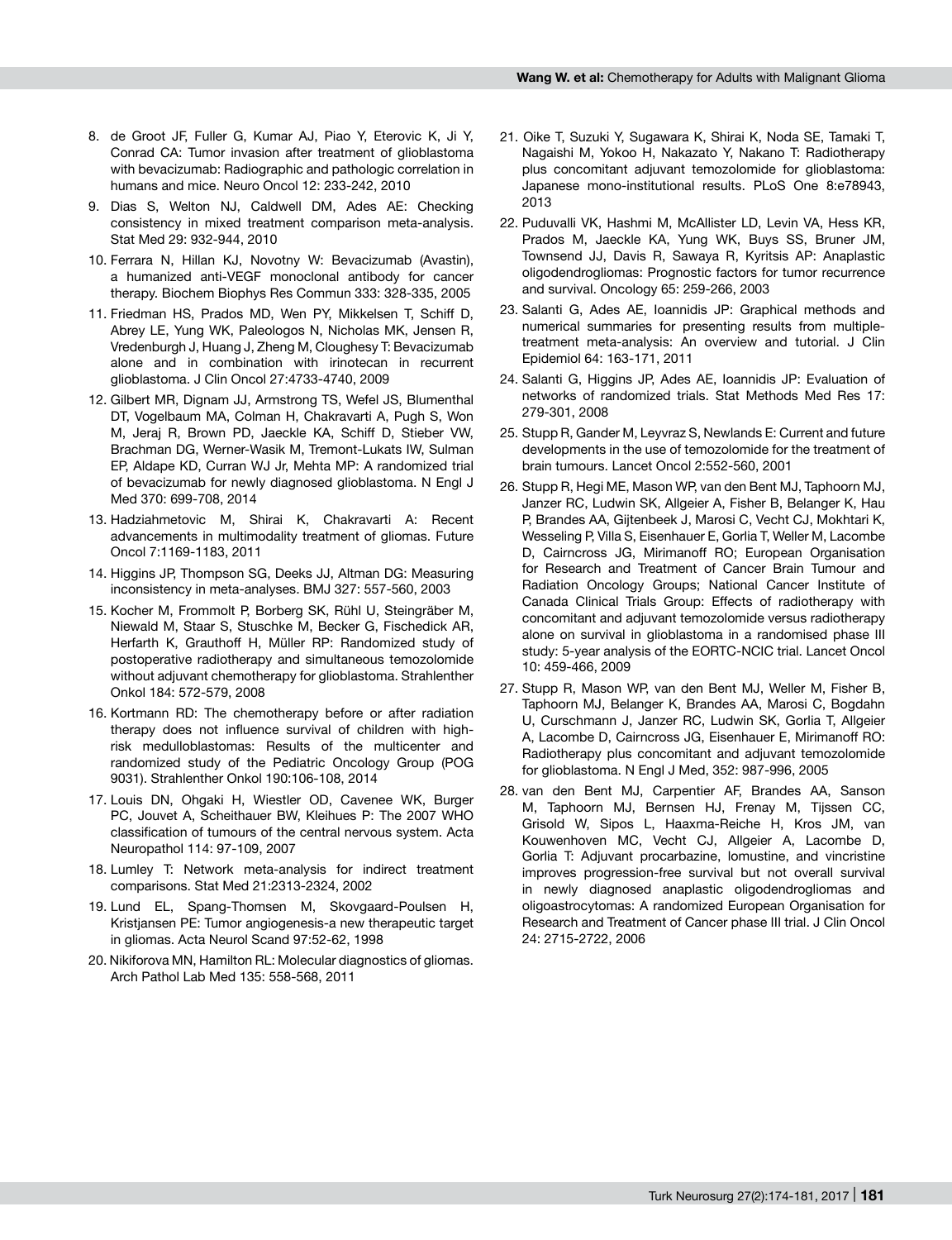8. de Groot JF, Fuller G, Kumar AJ, Piao Y, Eterovic K, Ji Y, Conrad CA: Tumor invasion after treatment of glioblastoma with bevacizumab: Radiographic and pathologic correlation in humans and mice. Neuro Oncol 12: 233-242, 2010

9. Dias S, Welton NJ, Caldwell DM, Ades AE: Checking consistency in mixed treatment comparison meta-analysis. Stat Med 29: 932-944, 2010

10. Ferrara N, Hillan KJ, Novotny W: Bevacizumab (Avastin), a humanized anti-VEGF monoclonal antibody for cancer therapy. Biochem Biophys Res Commun 333: 328-335, 2005

11. Friedman HS, Prados MD, Wen PY, Mikkelsen T, Schiff D, Abrey LE, Yung WK, Paleologos N, Nicholas MK, Jensen R, Vredenburgh J, Huang J, Zheng M, Cloughesy T: Bevacizumab alone and in combination with irinotecan in recurrent glioblastoma. J Clin Oncol 27:4733-4740, 2009

12. Gilbert MR, Dignam JJ, Armstrong TS, Wefel JS, Blumenthal DT, Vogelbaum MA, Colman H, Chakravarti A, Pugh S, Won M, Jeraj R, Brown PD, Jaeckle KA, Schiff D, Stieber VW, Brachman DG, Werner-Wasik M, Tremont-Lukats IW, Sulman EP, Aldape KD, Curran WJ Jr, Mehta MP: A randomized trial of bevacizumab for newly diagnosed glioblastoma. N Engl J Med 370: 699-708, 2014

13. Hadziahmetovic M, Shirai K, Chakravarti A: Recent advancements in multimodality treatment of gliomas. Future Oncol 7:1169-1183, 2011

14. Higgins JP, Thompson SG, Deeks JJ, Altman DG: Measuring inconsistency in meta-analyses. BMJ 327: 557-560, 2003

15. Kocher M, Frommolt P, Borberg SK, Rühl U, Steingräber M, Niewald M, Staar S, Stuschke M, Becker G, Fischedick AR, Herfarth K, Grauthoff H, Müller RP: Randomized study of postoperative radiotherapy and simultaneous temozolomide without adjuvant chemotherapy for glioblastoma. Strahlenther Onkol 184: 572-579, 2008

16. Kortmann RD: The chemotherapy before or after radiation therapy does not influence survival of children with high-risk medulloblastomas: Results of the multicenter and randomized study of the Pediatric Oncology Group (POG 9031). Strahlenther Onkol 190:106-108, 2014

17. Louis DN, Ohgaki H, Wiestler OD, Cavenee WK, Burger PC, Jouvet A, Scheithauer BW, Kleihues P: The 2007 WHO classification of tumours of the central nervous system. Acta Neuropathol 114: 97-109, 2007

18. Lumley T: Network meta-analysis for indirect treatment comparisons. Stat Med 21:2313-2324, 2002

19. Lund EL, Spang-Thomsen M, Skovgaard-Poulsen H, Kristjansen PE: Tumor angiogenesis-a new therapeutic target in gliomas. Acta Neurol Scand 97:52-62, 1998

20. Nikiforova MN, Hamilton RL: Molecular diagnostics of gliomas. Arch Pathol Lab Med 135: 558-568, 2011

21. Oike T, Suzuki Y, Sugawara K, Shirai K, Noda SE, Tamaki T, Nagaishi M, Yokoo H, Nakazato Y, Nakano T: Radiotherapy plus concomitant adjuvant temozolomide for glioblastoma: Japanese mono-institutional results. PLoS One 8:e78943, 2013

22. Puduvalli VK, Hashmi M, McAllister LD, Levin VA, Hess KR, Prados M, Jaeckle KA, Yung WK, Buys SS, Bruner JM, Townsend JJ, Davis R, Sawaya R, Kyritsis AP: Anaplastic oligodendrogliomas: Prognostic factors for tumor recurrence and survival. Oncology 65: 259-266, 2003

23. Salanti G, Ades AE, Ioannidis JP: Graphical methods and numerical summaries for presenting results from multiple-treatment meta-analysis: An overview and tutorial. J Clin Epidemiol 64: 163-171, 2011

24. Salanti G, Higgins JP, Ades AE, Ioannidis JP: Evaluation of networks of randomized trials. Stat Methods Med Res 17: 279-301, 2008

25. Stupp R, Gander M, Leyvraz S, Newlands E: Current and future developments in the use of temozolomide for the treatment of brain tumours. Lancet Oncol 2:552-560, 2001

26. Stupp R, Hegi ME, Mason WP, van den Bent MJ, Taphoorn MJ, Janzer RC, Ludwin SK, Allgeier A, Fisher B, Belanger K, Hau P, Brandes AA, Gijtenbeek J, Marosi C, Vecht CJ, Mokhtari K, Wesseling P, Villa S, Eisenhauer E, Gorlia T, Weller M, Lacombe D, Cairncross JG, Mirimanoff RO; European Organisation for Research and Treatment of Cancer Brain Tumour and Radiation Oncology Groups; National Cancer Institute of Canada Clinical Trials Group: Effects of radiotherapy with concomitant and adjuvant temozolomide versus radiotherapy alone on survival in glioblastoma in a randomised phase III study: 5-year analysis of the EORTC-NCIC trial. Lancet Oncol 10: 459-466, 2009

27. Stupp R, Mason WP, van den Bent MJ, Weller M, Fisher B, Taphoorn MJ, Belanger K, Brandes AA, Marosi C, Bogdahn U, Curschmann J, Janzer RC, Ludwin SK, Gorlia T, Allgeier A, Lacombe D, Cairncross JG, Eisenhauer E, Mirimanoff RO: Radiotherapy plus concomitant and adjuvant temozolomide for glioblastoma. N Engl J Med, 352: 987-996, 2005

28. van den Bent MJ, Carpentier AF, Brandes AA, Sanson M, Taphoorn MJ, Bernsen HJ, Frenay M, Tijssen CC, Grisold W, Sipos L, Haaxma-Reiche H, Kros JM, van Kouwenhoven MC, Vecht CJ, Allgeier A, Lacombe D, Gorlia T: Adjuvant procarbazine, lomustine, and vincristine improves progression-free survival but not overall survival in newly diagnosed anaplastic oligodendrogliomas and oligoastrocytomas: A randomized European Organisation for Research and Treatment of Cancer phase III trial. J Clin Oncol 24: 2715-2722, 2006